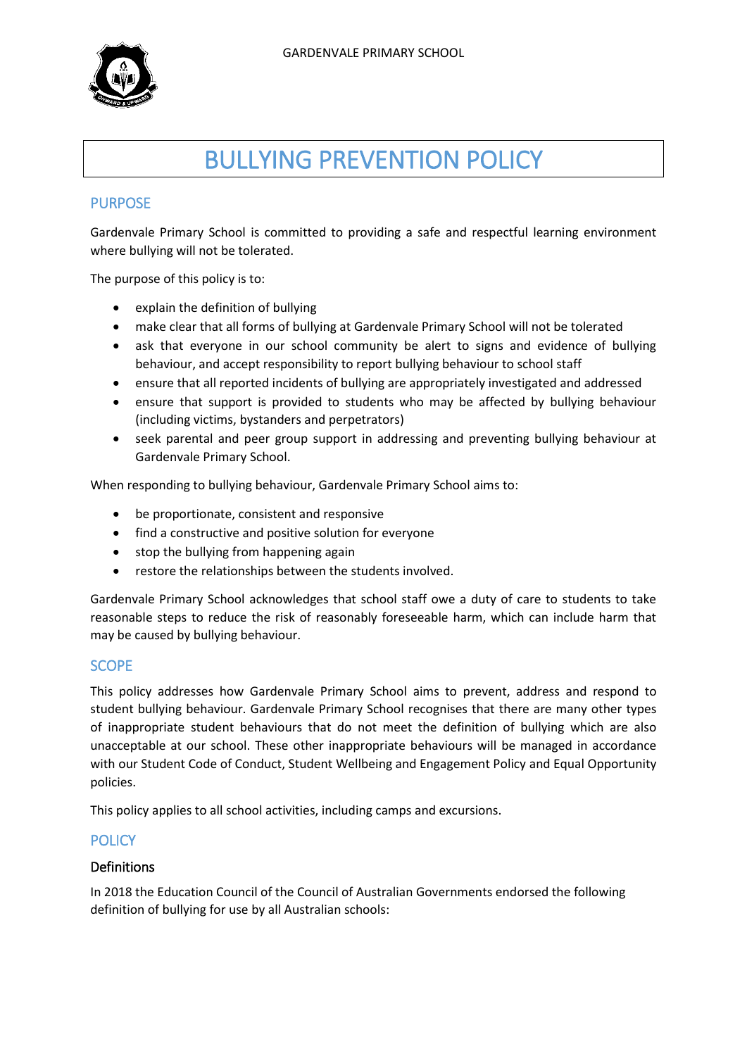# BULLYING PREVENTION POLICY

## PURPOSE

Gardenvale Primary School is committed to providing a safe and respectful learning environment where bullying will not be tolerated.

The purpose of this policy is to:

- explain the definition of bullying
- make clear that all forms of bullying at Gardenvale Primary School will not be tolerated
- ask that everyone in our school community be alert to signs and evidence of bullying behaviour, and accept responsibility to report bullying behaviour to school staff
- ensure that all reported incidents of bullying are appropriately investigated and addressed
- ensure that support is provided to students who may be affected by bullying behaviour (including victims, bystanders and perpetrators)
- seek parental and peer group support in addressing and preventing bullying behaviour at Gardenvale Primary School.

When responding to bullying behaviour, Gardenvale Primary School aims to:

- be proportionate, consistent and responsive
- find a constructive and positive solution for everyone
- stop the bullying from happening again
- restore the relationships between the students involved.

Gardenvale Primary School acknowledges that school staff owe a duty of care to students to take reasonable steps to reduce the risk of reasonably foreseeable harm, which can include harm that may be caused by bullying behaviour.

## SCOPE

This policy addresses how Gardenvale Primary School aims to prevent, address and respond to student bullying behaviour. Gardenvale Primary School recognises that there are many other types of inappropriate student behaviours that do not meet the definition of bullying which are also unacceptable at our school. These other inappropriate behaviours will be managed in accordance with our Student Code of Conduct, Student Wellbeing and Engagement Policy and Equal Opportunity policies.

This policy applies to all school activities, including camps and excursions.

## POLICY

### Definitions

In 2018 the Education Council of the Council of Australian Governments endorsed the following definition of bullying for use by all Australian schools: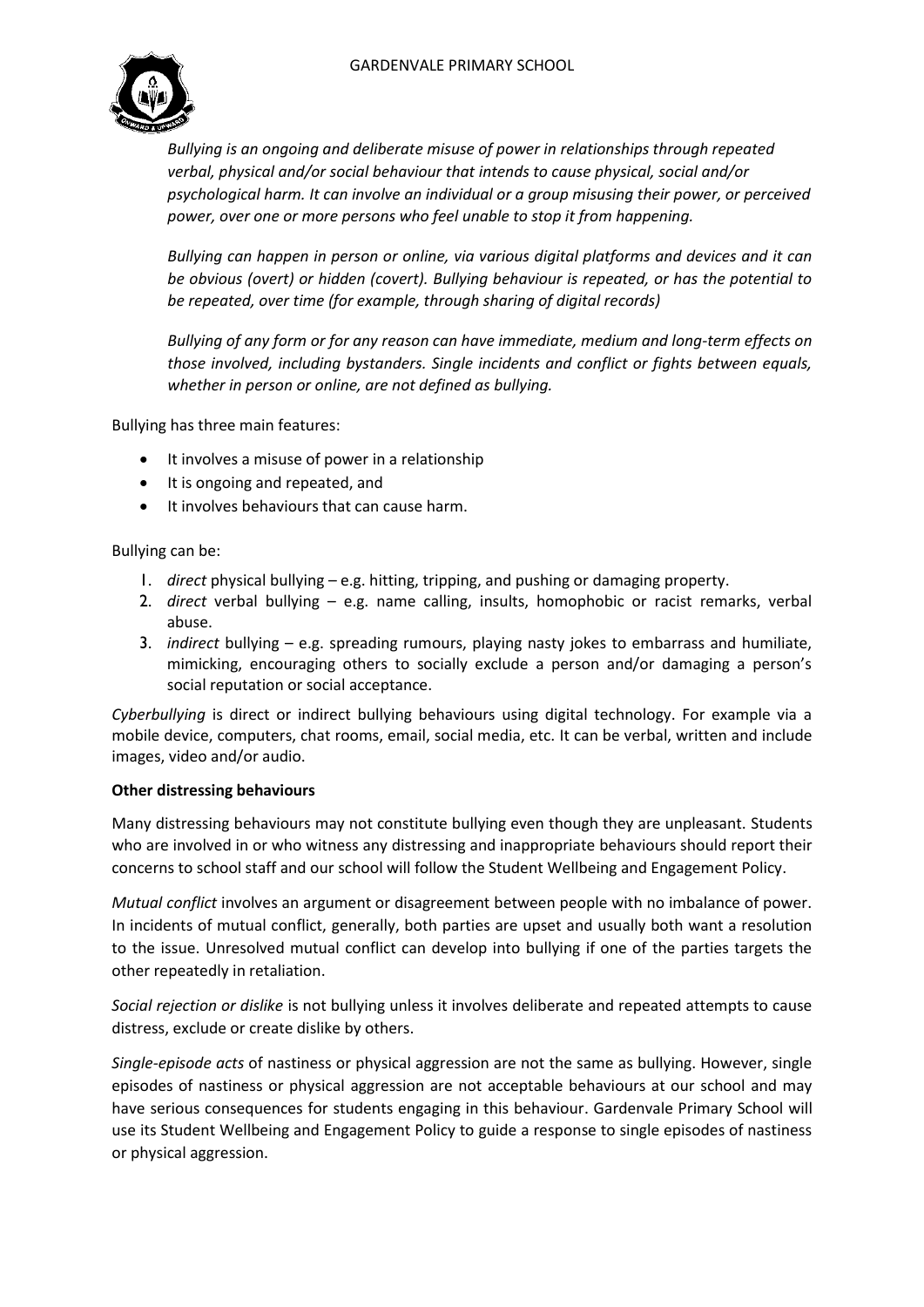*Bullying is an ongoing and deliberate misuse of power in relationships through repeated verbal, physical and/or social behaviour that intends to cause physical, social and/or psychological harm. It can involve an individual or a group misusing their power, or perceived power, over one or more persons who feel unable to stop it from happening.*

*Bullying can happen in person or online, via various digital platforms and devices and it can be obvious (overt) or hidden (covert). Bullying behaviour is repeated, or has the potential to be repeated, over time (for example, through sharing of digital records)*

*Bullying of any form or for any reason can have immediate, medium and long-term effects on those involved, including bystanders. Single incidents and conflict or fights between equals, whether in person or online, are not defined as bullying.*

Bullying has three main features:

- It involves a misuse of power in a relationship
- It is ongoing and repeated, and
- It involves behaviours that can cause harm.

Bullying can be:

1. *direct* physical bullying – e.g. hitting, tripping, and pushing or damaging property.
2. *direct* verbal bullying – e.g. name calling, insults, homophobic or racist remarks, verbal abuse.
3. *indirect* bullying – e.g. spreading rumours, playing nasty jokes to embarrass and humiliate, mimicking, encouraging others to socially exclude a person and/or damaging a person's social reputation or social acceptance.

*Cyberbullying* is direct or indirect bullying behaviours using digital technology. For example via a mobile device, computers, chat rooms, email, social media, etc. It can be verbal, written and include images, video and/or audio.

**Other distressing behaviours**

Many distressing behaviours may not constitute bullying even though they are unpleasant. Students who are involved in or who witness any distressing and inappropriate behaviours should report their concerns to school staff and our school will follow the Student Wellbeing and Engagement Policy.

*Mutual conflict* involves an argument or disagreement between people with no imbalance of power. In incidents of mutual conflict, generally, both parties are upset and usually both want a resolution to the issue. Unresolved mutual conflict can develop into bullying if one of the parties targets the other repeatedly in retaliation.

*Social rejection or dislike* is not bullying unless it involves deliberate and repeated attempts to cause distress, exclude or create dislike by others.

*Single-episode acts* of nastiness or physical aggression are not the same as bullying. However, single episodes of nastiness or physical aggression are not acceptable behaviours at our school and may have serious consequences for students engaging in this behaviour. Gardenvale Primary School will use its Student Wellbeing and Engagement Policy to guide a response to single episodes of nastiness or physical aggression.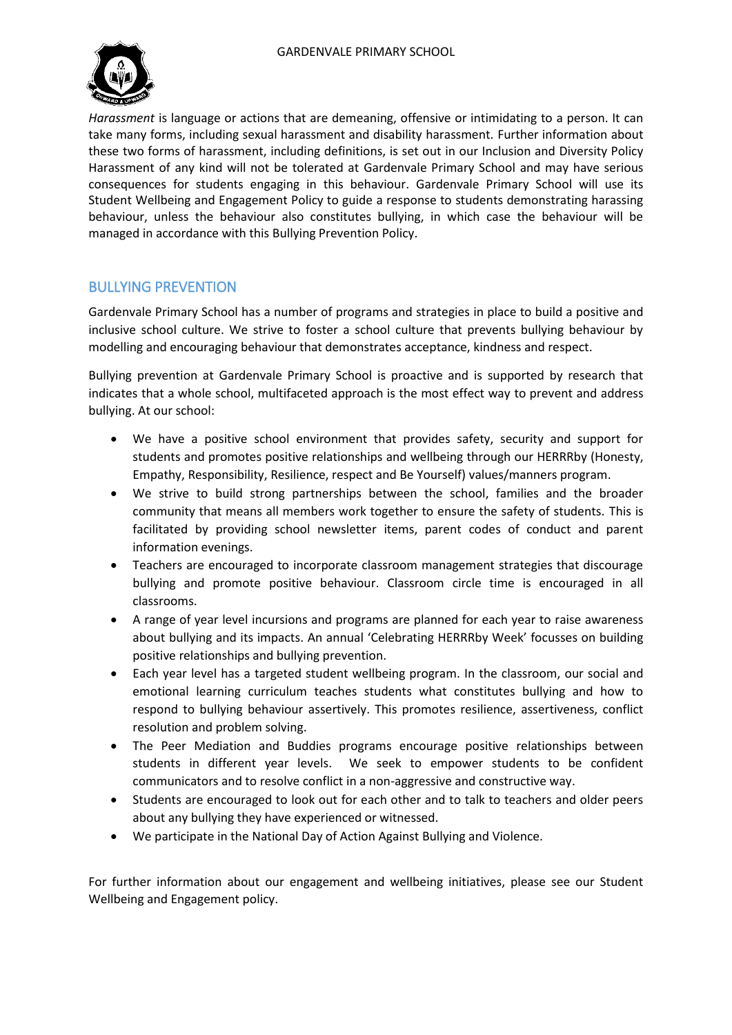*Harassment* is language or actions that are demeaning, offensive or intimidating to a person. It can take many forms, including sexual harassment and disability harassment. Further information about these two forms of harassment, including definitions, is set out in our Inclusion and Diversity Policy Harassment of any kind will not be tolerated at Gardenvale Primary School and may have serious consequences for students engaging in this behaviour. Gardenvale Primary School will use its Student Wellbeing and Engagement Policy to guide a response to students demonstrating harassing behaviour, unless the behaviour also constitutes bullying, in which case the behaviour will be managed in accordance with this Bullying Prevention Policy.

## BULLYING PREVENTION

Gardenvale Primary School has a number of programs and strategies in place to build a positive and inclusive school culture. We strive to foster a school culture that prevents bullying behaviour by modelling and encouraging behaviour that demonstrates acceptance, kindness and respect.

Bullying prevention at Gardenvale Primary School is proactive and is supported by research that indicates that a whole school, multifaceted approach is the most effect way to prevent and address bullying. At our school:

- We have a positive school environment that provides safety, security and support for students and promotes positive relationships and wellbeing through our HERRRby (Honesty, Empathy, Responsibility, Resilience, respect and Be Yourself) values/manners program.
- We strive to build strong partnerships between the school, families and the broader community that means all members work together to ensure the safety of students. This is facilitated by providing school newsletter items, parent codes of conduct and parent information evenings.
- Teachers are encouraged to incorporate classroom management strategies that discourage bullying and promote positive behaviour. Classroom circle time is encouraged in all classrooms.
- A range of year level incursions and programs are planned for each year to raise awareness about bullying and its impacts. An annual 'Celebrating HERRRby Week' focusses on building positive relationships and bullying prevention.
- Each year level has a targeted student wellbeing program. In the classroom, our social and emotional learning curriculum teaches students what constitutes bullying and how to respond to bullying behaviour assertively. This promotes resilience, assertiveness, conflict resolution and problem solving.
- The Peer Mediation and Buddies programs encourage positive relationships between students in different year levels. We seek to empower students to be confident communicators and to resolve conflict in a non-aggressive and constructive way.
- Students are encouraged to look out for each other and to talk to teachers and older peers about any bullying they have experienced or witnessed.
- We participate in the National Day of Action Against Bullying and Violence.

For further information about our engagement and wellbeing initiatives, please see our Student Wellbeing and Engagement policy.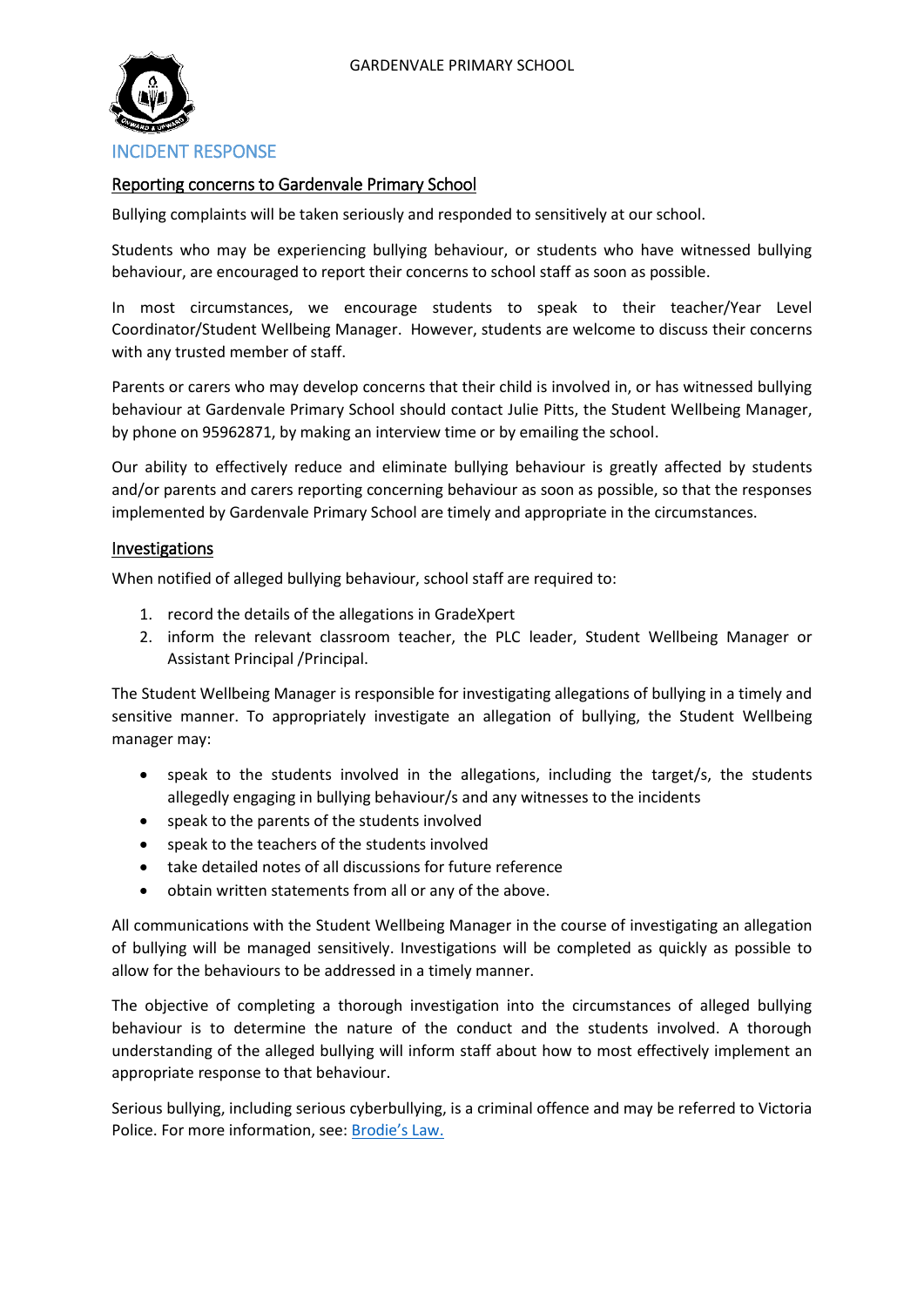## INCIDENT RESPONSE

### Reporting concerns to Gardenvale Primary School

Bullying complaints will be taken seriously and responded to sensitively at our school.

Students who may be experiencing bullying behaviour, or students who have witnessed bullying behaviour, are encouraged to report their concerns to school staff as soon as possible.

In most circumstances, we encourage students to speak to their teacher/Year Level Coordinator/Student Wellbeing Manager. However, students are welcome to discuss their concerns with any trusted member of staff.

Parents or carers who may develop concerns that their child is involved in, or has witnessed bullying behaviour at Gardenvale Primary School should contact Julie Pitts, the Student Wellbeing Manager, by phone on 95962871, by making an interview time or by emailing the school.

Our ability to effectively reduce and eliminate bullying behaviour is greatly affected by students and/or parents and carers reporting concerning behaviour as soon as possible, so that the responses implemented by Gardenvale Primary School are timely and appropriate in the circumstances.

### Investigations

When notified of alleged bullying behaviour, school staff are required to:

1. record the details of the allegations in GradeXpert
2. inform the relevant classroom teacher, the PLC leader, Student Wellbeing Manager or Assistant Principal /Principal.

The Student Wellbeing Manager is responsible for investigating allegations of bullying in a timely and sensitive manner. To appropriately investigate an allegation of bullying, the Student Wellbeing manager may:

- speak to the students involved in the allegations, including the target/s, the students allegedly engaging in bullying behaviour/s and any witnesses to the incidents
- speak to the parents of the students involved
- speak to the teachers of the students involved
- take detailed notes of all discussions for future reference
- obtain written statements from all or any of the above.

All communications with the Student Wellbeing Manager in the course of investigating an allegation of bullying will be managed sensitively. Investigations will be completed as quickly as possible to allow for the behaviours to be addressed in a timely manner.

The objective of completing a thorough investigation into the circumstances of alleged bullying behaviour is to determine the nature of the conduct and the students involved. A thorough understanding of the alleged bullying will inform staff about how to most effectively implement an appropriate response to that behaviour.

Serious bullying, including serious cyberbullying, is a criminal offence and may be referred to Victoria Police. For more information, see: Brodie's Law.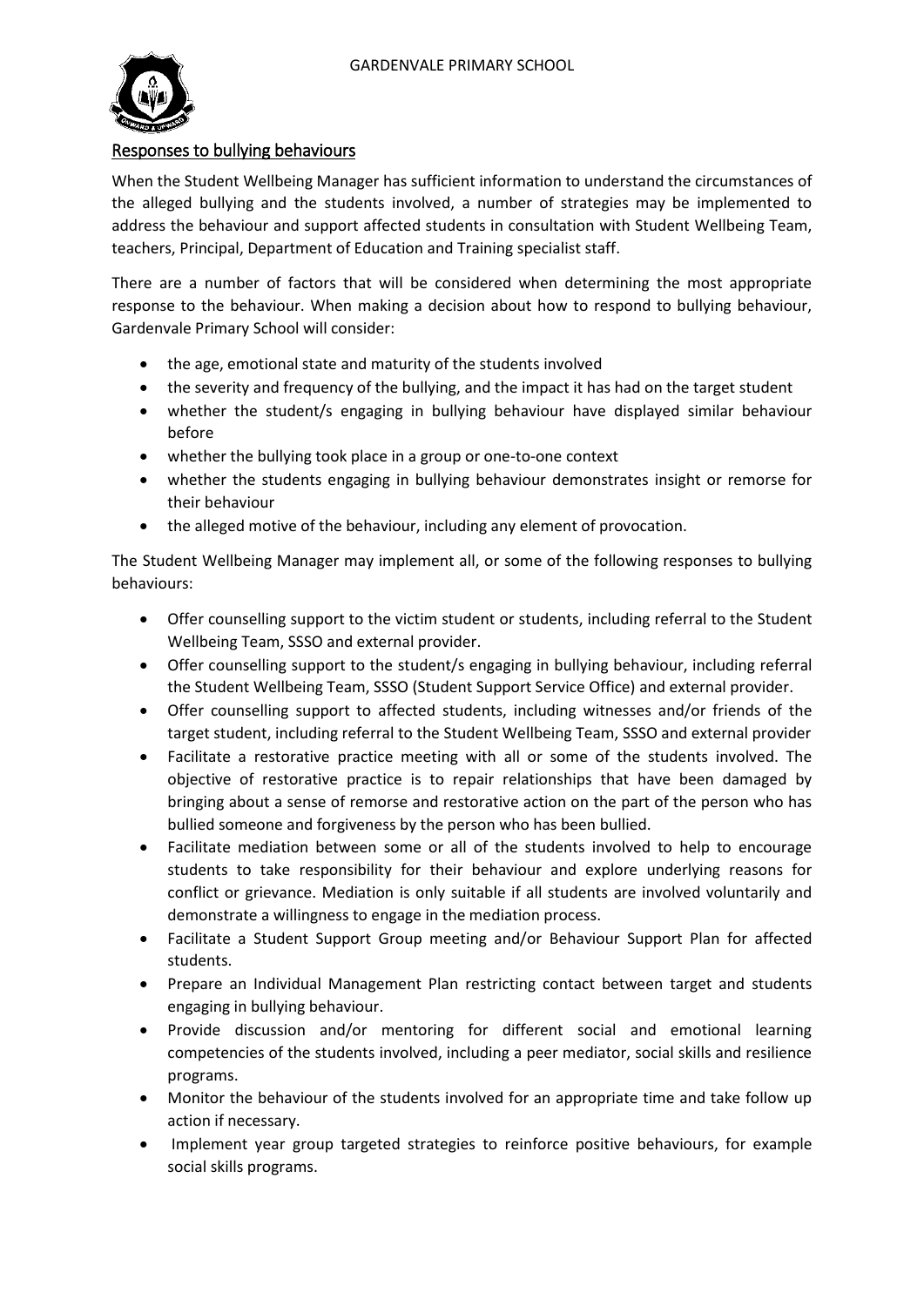## Responses to bullying behaviours

When the Student Wellbeing Manager has sufficient information to understand the circumstances of the alleged bullying and the students involved, a number of strategies may be implemented to address the behaviour and support affected students in consultation with Student Wellbeing Team, teachers, Principal, Department of Education and Training specialist staff.

There are a number of factors that will be considered when determining the most appropriate response to the behaviour. When making a decision about how to respond to bullying behaviour, Gardenvale Primary School will consider:

- the age, emotional state and maturity of the students involved
- the severity and frequency of the bullying, and the impact it has had on the target student
- whether the student/s engaging in bullying behaviour have displayed similar behaviour before
- whether the bullying took place in a group or one-to-one context
- whether the students engaging in bullying behaviour demonstrates insight or remorse for their behaviour
- the alleged motive of the behaviour, including any element of provocation.

The Student Wellbeing Manager may implement all, or some of the following responses to bullying behaviours:

- Offer counselling support to the victim student or students, including referral to the Student Wellbeing Team, SSSO and external provider.
- Offer counselling support to the student/s engaging in bullying behaviour, including referral the Student Wellbeing Team, SSSO (Student Support Service Office) and external provider.
- Offer counselling support to affected students, including witnesses and/or friends of the target student, including referral to the Student Wellbeing Team, SSSO and external provider
- Facilitate a restorative practice meeting with all or some of the students involved. The objective of restorative practice is to repair relationships that have been damaged by bringing about a sense of remorse and restorative action on the part of the person who has bullied someone and forgiveness by the person who has been bullied.
- Facilitate mediation between some or all of the students involved to help to encourage students to take responsibility for their behaviour and explore underlying reasons for conflict or grievance. Mediation is only suitable if all students are involved voluntarily and demonstrate a willingness to engage in the mediation process.
- Facilitate a Student Support Group meeting and/or Behaviour Support Plan for affected students.
- Prepare an Individual Management Plan restricting contact between target and students engaging in bullying behaviour.
- Provide discussion and/or mentoring for different social and emotional learning competencies of the students involved, including a peer mediator, social skills and resilience programs.
- Monitor the behaviour of the students involved for an appropriate time and take follow up action if necessary.
- Implement year group targeted strategies to reinforce positive behaviours, for example social skills programs.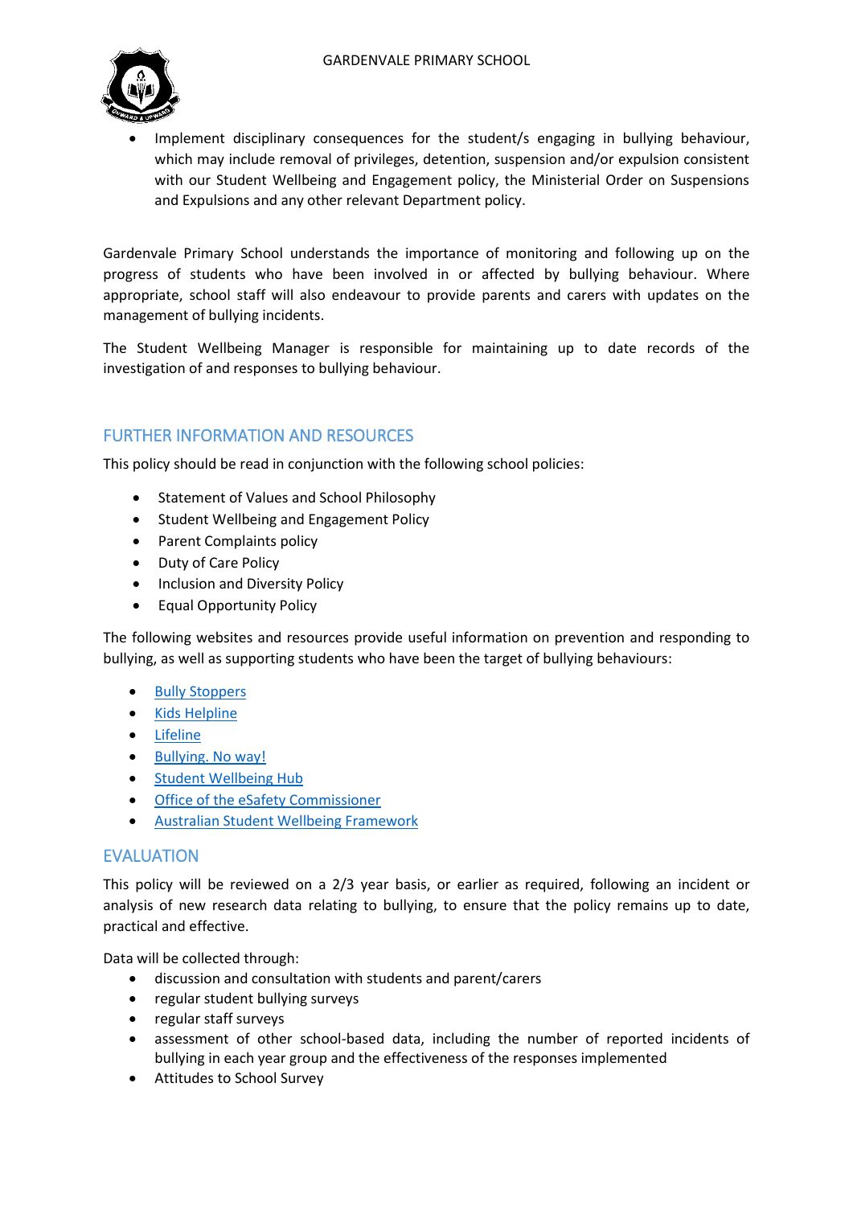- Implement disciplinary consequences for the student/s engaging in bullying behaviour, which may include removal of privileges, detention, suspension and/or expulsion consistent with our Student Wellbeing and Engagement policy, the Ministerial Order on Suspensions and Expulsions and any other relevant Department policy.

Gardenvale Primary School understands the importance of monitoring and following up on the progress of students who have been involved in or affected by bullying behaviour. Where appropriate, school staff will also endeavour to provide parents and carers with updates on the management of bullying incidents.

The Student Wellbeing Manager is responsible for maintaining up to date records of the investigation of and responses to bullying behaviour.

## FURTHER INFORMATION AND RESOURCES

This policy should be read in conjunction with the following school policies:

- Statement of Values and School Philosophy
- Student Wellbeing and Engagement Policy
- Parent Complaints policy
- Duty of Care Policy
- Inclusion and Diversity Policy
- Equal Opportunity Policy

The following websites and resources provide useful information on prevention and responding to bullying, as well as supporting students who have been the target of bullying behaviours:

- Bully Stoppers
- Kids Helpline
- Lifeline
- Bullying. No way!
- Student Wellbeing Hub
- Office of the eSafety Commissioner
- Australian Student Wellbeing Framework

## EVALUATION

This policy will be reviewed on a 2/3 year basis, or earlier as required, following an incident or analysis of new research data relating to bullying, to ensure that the policy remains up to date, practical and effective.

Data will be collected through:

- discussion and consultation with students and parent/carers
- regular student bullying surveys
- regular staff surveys
- assessment of other school-based data, including the number of reported incidents of bullying in each year group and the effectiveness of the responses implemented
- Attitudes to School Survey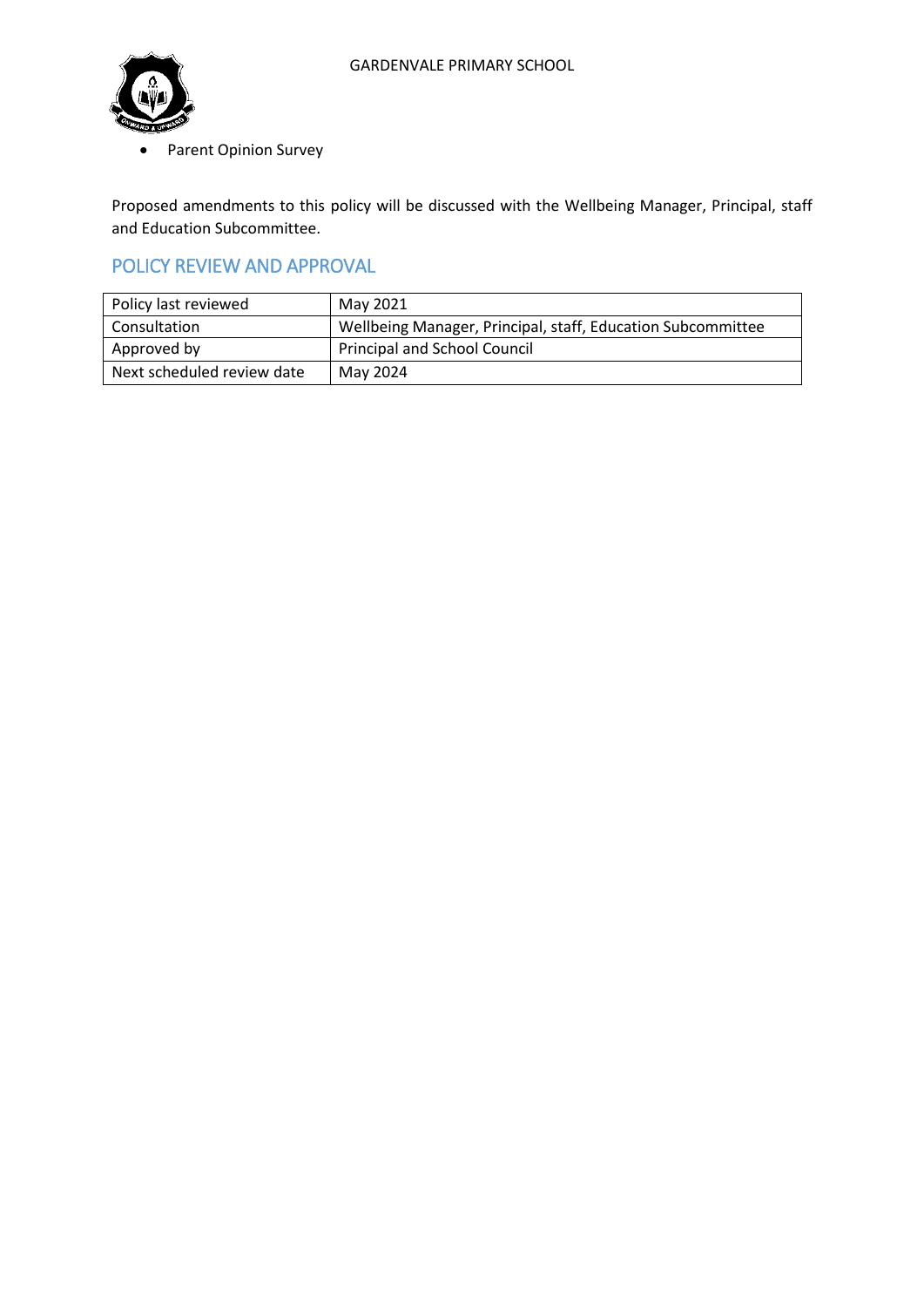- Parent Opinion Survey

Proposed amendments to this policy will be discussed with the Wellbeing Manager, Principal, staff and Education Subcommittee.

## POLICY REVIEW AND APPROVAL

| | |
|---|---|
| Policy last reviewed | May 2021 |
| Consultation | Wellbeing Manager, Principal, staff, Education Subcommittee |
| Approved by | Principal and School Council |
| Next scheduled review date | May 2024 |